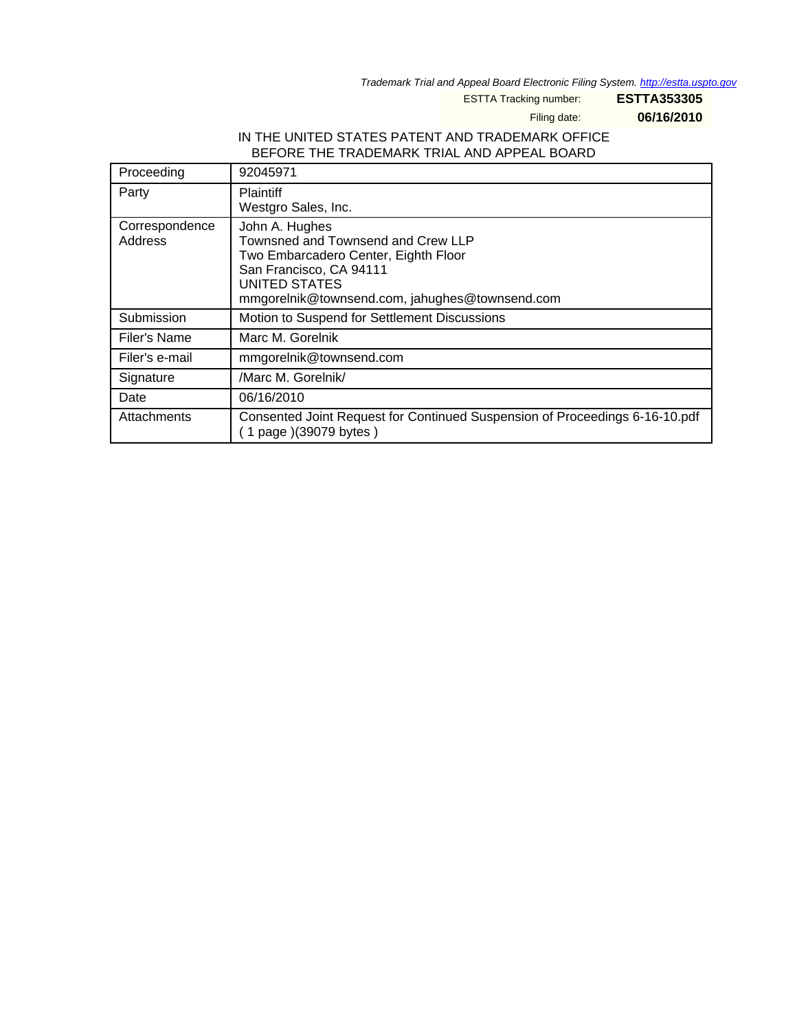*Trademark Trial and Appeal Board Electronic Filing System. http://estta.uspto.gov*

ESTTA Tracking number: **ESTTA353305**

Filing date: **06/16/2010**

IN THE UNITED STATES PATENT AND TRADEMARK OFFICE
BEFORE THE TRADEMARK TRIAL AND APPEAL BOARD

| | |
|---|---|
| Proceeding | 92045971 |
| Party | Plaintiff<br>Westgro Sales, Inc. |
| Correspondence Address | John A. Hughes<br>Townsned and Townsend and Crew LLP<br>Two Embarcadero Center, Eighth Floor<br>San Francisco, CA 94111<br>UNITED STATES<br>mmgorelnik@townsend.com, jahughes@townsend.com |
| Submission | Motion to Suspend for Settlement Discussions |
| Filer's Name | Marc M. Gorelnik |
| Filer's e-mail | mmgorelnik@townsend.com |
| Signature | /Marc M. Gorelnik/ |
| Date | 06/16/2010 |
| Attachments | Consented Joint Request for Continued Suspension of Proceedings 6-16-10.pdf ( 1 page )(39079 bytes ) |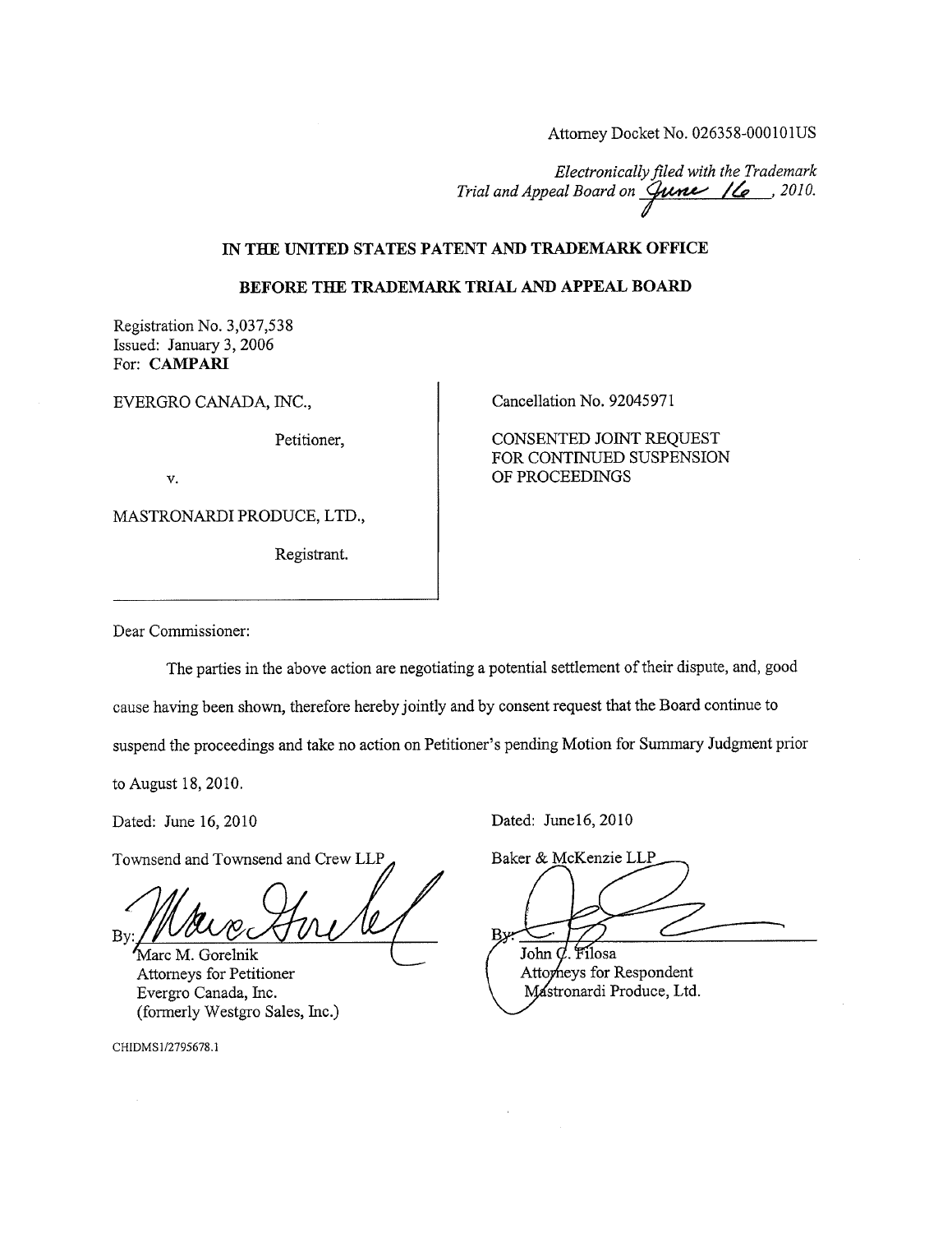Attorney Docket No. 026358-000101US

*Electronically filed with the Trademark Trial and Appeal Board on June 16, 2010.*

**IN THE UNITED STATES PATENT AND TRADEMARK OFFICE**

**BEFORE THE TRADEMARK TRIAL AND APPEAL BOARD**

Registration No. 3,037,538
Issued: January 3, 2006
For: **CAMPARI**

EVERGRO CANADA, INC.,

Petitioner,

v.

MASTRONARDI PRODUCE, LTD.,

Registrant.

Cancellation No. 92045971

CONSENTED JOINT REQUEST FOR CONTINUED SUSPENSION OF PROCEEDINGS

Dear Commissioner:

The parties in the above action are negotiating a potential settlement of their dispute, and, good cause having been shown, therefore hereby jointly and by consent request that the Board continue to suspend the proceedings and take no action on Petitioner's pending Motion for Summary Judgment prior to August 18, 2010.

Dated: June 16, 2010

Townsend and Townsend and Crew LLP

By: Marc M. Gorelnik
Attorneys for Petitioner
Evergro Canada, Inc.
(formerly Westgro Sales, Inc.)

Dated: June16, 2010

Baker & McKenzie LLP

By: John C. Filosa
Attorneys for Respondent
Mastronardi Produce, Ltd.

CHIDMS1/2795678.1